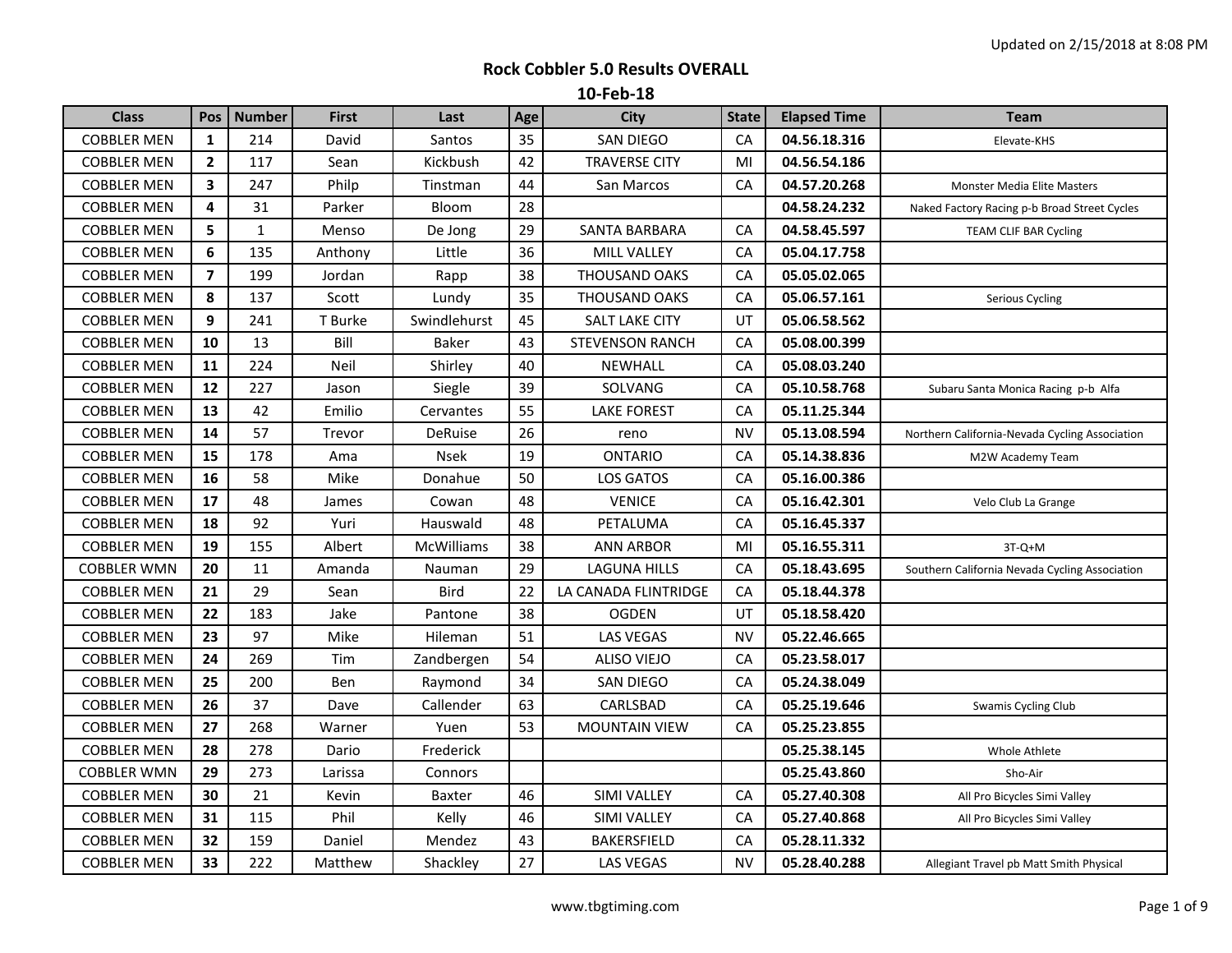Updated on 2/15/2018 at 8:08 PM

# Rock Cobbler 5.0 Results OVERALL

## 10-Feb-18

| Class | Pos | Number | First | Last | Age | City | State | Elapsed Time | Team |
|---|---|---|---|---|---|---|---|---|---|
| COBBLER MEN | **1** | 214 | David | Santos | 35 | SAN DIEGO | CA | **04.56.18.316** | Elevate-KHS |
| COBBLER MEN | **2** | 117 | Sean | Kickbush | 42 | TRAVERSE CITY | MI | **04.56.54.186** | |
| COBBLER MEN | **3** | 247 | Philp | Tinstman | 44 | San Marcos | CA | **04.57.20.268** | Monster Media Elite Masters |
| COBBLER MEN | **4** | 31 | Parker | Bloom | 28 | | | **04.58.24.232** | Naked Factory Racing p-b Broad Street Cycles |
| COBBLER MEN | **5** | 1 | Menso | De Jong | 29 | SANTA BARBARA | CA | **04.58.45.597** | TEAM CLIF BAR Cycling |
| COBBLER MEN | **6** | 135 | Anthony | Little | 36 | MILL VALLEY | CA | **05.04.17.758** | |
| COBBLER MEN | **7** | 199 | Jordan | Rapp | 38 | THOUSAND OAKS | CA | **05.05.02.065** | |
| COBBLER MEN | **8** | 137 | Scott | Lundy | 35 | THOUSAND OAKS | CA | **05.06.57.161** | Serious Cycling |
| COBBLER MEN | **9** | 241 | T Burke | Swindlehurst | 45 | SALT LAKE CITY | UT | **05.06.58.562** | |
| COBBLER MEN | **10** | 13 | Bill | Baker | 43 | STEVENSON RANCH | CA | **05.08.00.399** | |
| COBBLER MEN | **11** | 224 | Neil | Shirley | 40 | NEWHALL | CA | **05.08.03.240** | |
| COBBLER MEN | **12** | 227 | Jason | Siegle | 39 | SOLVANG | CA | **05.10.58.768** | Subaru Santa Monica Racing p-b Alfa |
| COBBLER MEN | **13** | 42 | Emilio | Cervantes | 55 | LAKE FOREST | CA | **05.11.25.344** | |
| COBBLER MEN | **14** | 57 | Trevor | DeRuise | 26 | reno | NV | **05.13.08.594** | Northern California-Nevada Cycling Association |
| COBBLER MEN | **15** | 178 | Ama | Nsek | 19 | ONTARIO | CA | **05.14.38.836** | M2W Academy Team |
| COBBLER MEN | **16** | 58 | Mike | Donahue | 50 | LOS GATOS | CA | **05.16.00.386** | |
| COBBLER MEN | **17** | 48 | James | Cowan | 48 | VENICE | CA | **05.16.42.301** | Velo Club La Grange |
| COBBLER MEN | **18** | 92 | Yuri | Hauswald | 48 | PETALUMA | CA | **05.16.45.337** | |
| COBBLER MEN | **19** | 155 | Albert | McWilliams | 38 | ANN ARBOR | MI | **05.16.55.311** | 3T-Q+M |
| COBBLER WMN | **20** | 11 | Amanda | Nauman | 29 | LAGUNA HILLS | CA | **05.18.43.695** | Southern California Nevada Cycling Association |
| COBBLER MEN | **21** | 29 | Sean | Bird | 22 | LA CANADA FLINTRIDGE | CA | **05.18.44.378** | |
| COBBLER MEN | **22** | 183 | Jake | Pantone | 38 | OGDEN | UT | **05.18.58.420** | |
| COBBLER MEN | **23** | 97 | Mike | Hileman | 51 | LAS VEGAS | NV | **05.22.46.665** | |
| COBBLER MEN | **24** | 269 | Tim | Zandbergen | 54 | ALISO VIEJO | CA | **05.23.58.017** | |
| COBBLER MEN | **25** | 200 | Ben | Raymond | 34 | SAN DIEGO | CA | **05.24.38.049** | |
| COBBLER MEN | **26** | 37 | Dave | Callender | 63 | CARLSBAD | CA | **05.25.19.646** | Swamis Cycling Club |
| COBBLER MEN | **27** | 268 | Warner | Yuen | 53 | MOUNTAIN VIEW | CA | **05.25.23.855** | |
| COBBLER MEN | **28** | 278 | Dario | Frederick | | | | **05.25.38.145** | Whole Athlete |
| COBBLER WMN | **29** | 273 | Larissa | Connors | | | | **05.25.43.860** | Sho-Air |
| COBBLER MEN | **30** | 21 | Kevin | Baxter | 46 | SIMI VALLEY | CA | **05.27.40.308** | All Pro Bicycles Simi Valley |
| COBBLER MEN | **31** | 115 | Phil | Kelly | 46 | SIMI VALLEY | CA | **05.27.40.868** | All Pro Bicycles Simi Valley |
| COBBLER MEN | **32** | 159 | Daniel | Mendez | 43 | BAKERSFIELD | CA | **05.28.11.332** | |
| COBBLER MEN | **33** | 222 | Matthew | Shackley | 27 | LAS VEGAS | NV | **05.28.40.288** | Allegiant Travel pb Matt Smith Physical |

www.tbgtiming.com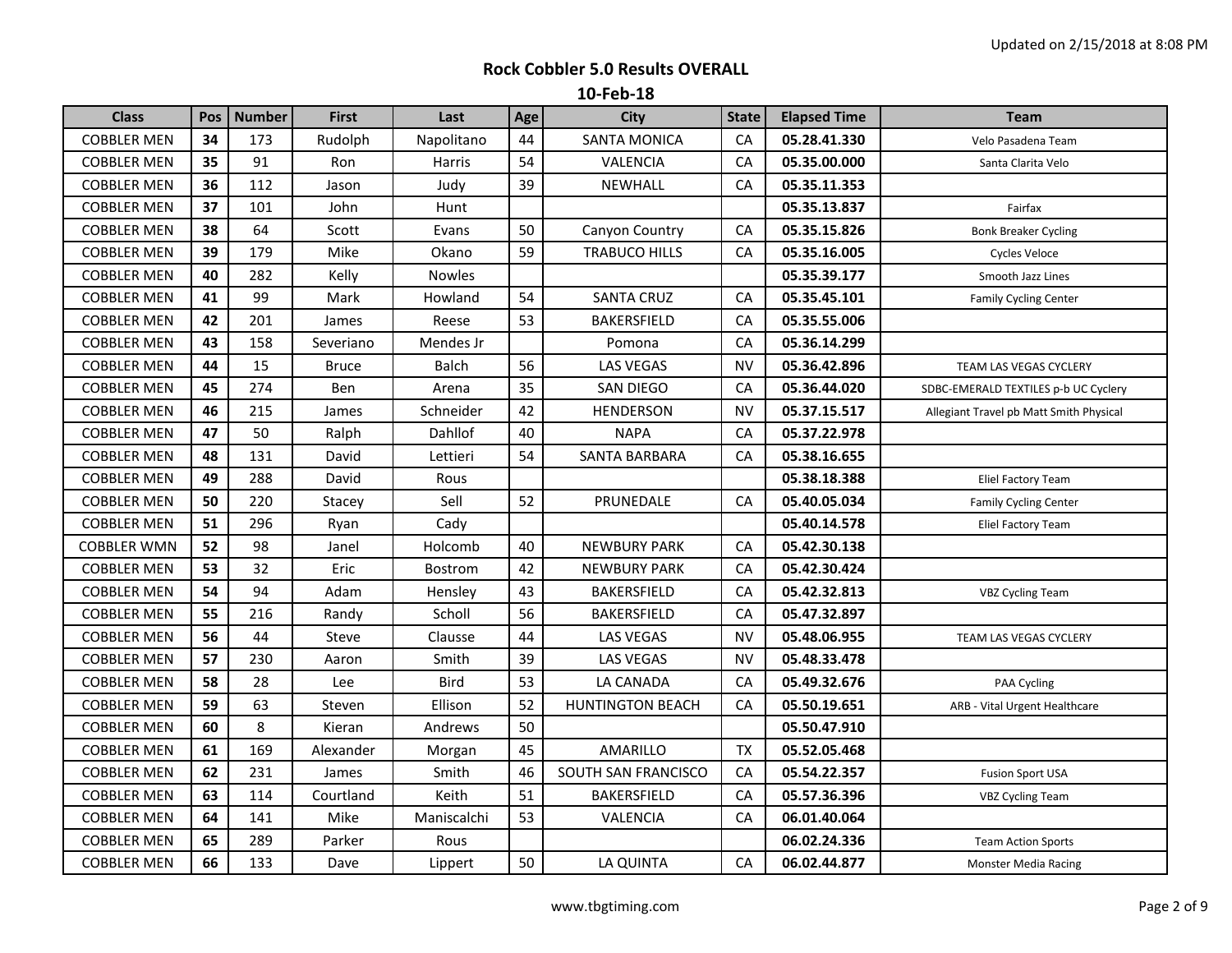Updated on 2/15/2018 at 8:08 PM

# Rock Cobbler 5.0 Results OVERALL

## 10-Feb-18

| Class | Pos | Number | First | Last | Age | City | State | Elapsed Time | Team |
|---|---|---|---|---|---|---|---|---|---|
| COBBLER MEN | **34** | 173 | Rudolph | Napolitano | 44 | SANTA MONICA | CA | **05.28.41.330** | Velo Pasadena Team |
| COBBLER MEN | **35** | 91 | Ron | Harris | 54 | VALENCIA | CA | **05.35.00.000** | Santa Clarita Velo |
| COBBLER MEN | **36** | 112 | Jason | Judy | 39 | NEWHALL | CA | **05.35.11.353** | |
| COBBLER MEN | **37** | 101 | John | Hunt | | | | **05.35.13.837** | Fairfax |
| COBBLER MEN | **38** | 64 | Scott | Evans | 50 | Canyon Country | CA | **05.35.15.826** | Bonk Breaker Cycling |
| COBBLER MEN | **39** | 179 | Mike | Okano | 59 | TRABUCO HILLS | CA | **05.35.16.005** | Cycles Veloce |
| COBBLER MEN | **40** | 282 | Kelly | Nowles | | | | **05.35.39.177** | Smooth Jazz Lines |
| COBBLER MEN | **41** | 99 | Mark | Howland | 54 | SANTA CRUZ | CA | **05.35.45.101** | Family Cycling Center |
| COBBLER MEN | **42** | 201 | James | Reese | 53 | BAKERSFIELD | CA | **05.35.55.006** | |
| COBBLER MEN | **43** | 158 | Severiano | Mendes Jr | | Pomona | CA | **05.36.14.299** | |
| COBBLER MEN | **44** | 15 | Bruce | Balch | 56 | LAS VEGAS | NV | **05.36.42.896** | TEAM LAS VEGAS CYCLERY |
| COBBLER MEN | **45** | 274 | Ben | Arena | 35 | SAN DIEGO | CA | **05.36.44.020** | SDBC-EMERALD TEXTILES p-b UC Cyclery |
| COBBLER MEN | **46** | 215 | James | Schneider | 42 | HENDERSON | NV | **05.37.15.517** | Allegiant Travel pb Matt Smith Physical |
| COBBLER MEN | **47** | 50 | Ralph | Dahllof | 40 | NAPA | CA | **05.37.22.978** | |
| COBBLER MEN | **48** | 131 | David | Lettieri | 54 | SANTA BARBARA | CA | **05.38.16.655** | |
| COBBLER MEN | **49** | 288 | David | Rous | | | | **05.38.18.388** | Eliel Factory Team |
| COBBLER MEN | **50** | 220 | Stacey | Sell | 52 | PRUNEDALE | CA | **05.40.05.034** | Family Cycling Center |
| COBBLER MEN | **51** | 296 | Ryan | Cady | | | | **05.40.14.578** | Eliel Factory Team |
| COBBLER WMN | **52** | 98 | Janel | Holcomb | 40 | NEWBURY PARK | CA | **05.42.30.138** | |
| COBBLER MEN | **53** | 32 | Eric | Bostrom | 42 | NEWBURY PARK | CA | **05.42.30.424** | |
| COBBLER MEN | **54** | 94 | Adam | Hensley | 43 | BAKERSFIELD | CA | **05.42.32.813** | VBZ Cycling Team |
| COBBLER MEN | **55** | 216 | Randy | Scholl | 56 | BAKERSFIELD | CA | **05.47.32.897** | |
| COBBLER MEN | **56** | 44 | Steve | Clausse | 44 | LAS VEGAS | NV | **05.48.06.955** | TEAM LAS VEGAS CYCLERY |
| COBBLER MEN | **57** | 230 | Aaron | Smith | 39 | LAS VEGAS | NV | **05.48.33.478** | |
| COBBLER MEN | **58** | 28 | Lee | Bird | 53 | LA CANADA | CA | **05.49.32.676** | PAA Cycling |
| COBBLER MEN | **59** | 63 | Steven | Ellison | 52 | HUNTINGTON BEACH | CA | **05.50.19.651** | ARB - Vital Urgent Healthcare |
| COBBLER MEN | **60** | 8 | Kieran | Andrews | 50 | | | **05.50.47.910** | |
| COBBLER MEN | **61** | 169 | Alexander | Morgan | 45 | AMARILLO | TX | **05.52.05.468** | |
| COBBLER MEN | **62** | 231 | James | Smith | 46 | SOUTH SAN FRANCISCO | CA | **05.54.22.357** | Fusion Sport USA |
| COBBLER MEN | **63** | 114 | Courtland | Keith | 51 | BAKERSFIELD | CA | **05.57.36.396** | VBZ Cycling Team |
| COBBLER MEN | **64** | 141 | Mike | Maniscalchi | 53 | VALENCIA | CA | **06.01.40.064** | |
| COBBLER MEN | **65** | 289 | Parker | Rous | | | | **06.02.24.336** | Team Action Sports |
| COBBLER MEN | **66** | 133 | Dave | Lippert | 50 | LA QUINTA | CA | **06.02.44.877** | Monster Media Racing |

www.tbgtiming.com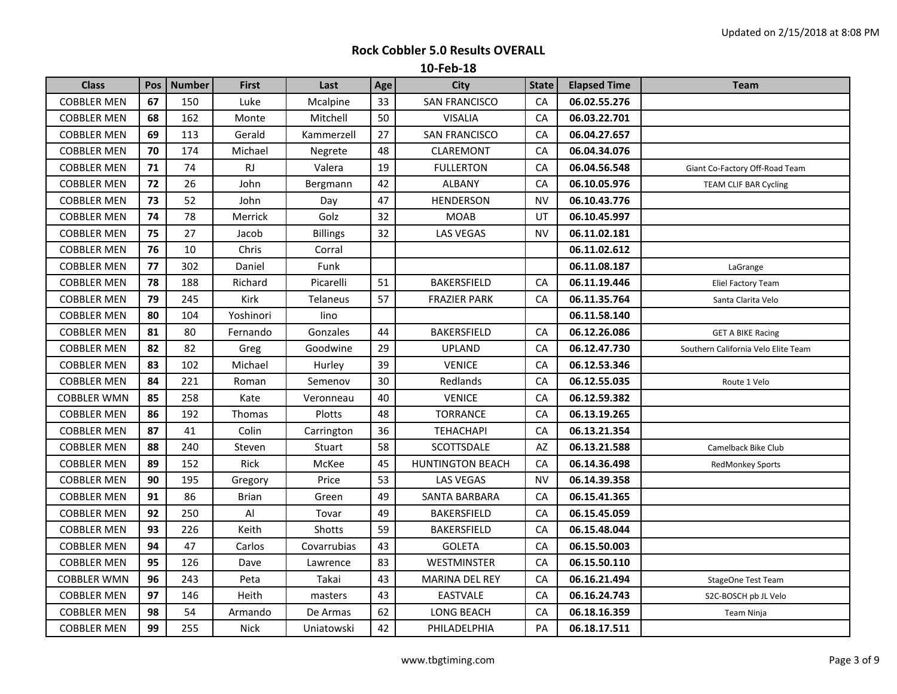Updated on 2/15/2018 at 8:08 PM

# Rock Cobbler 5.0 Results OVERALL

## 10-Feb-18

| Class | Pos | Number | First | Last | Age | City | State | Elapsed Time | Team |
|---|---|---|---|---|---|---|---|---|---|
| COBBLER MEN | **67** | 150 | Luke | Mcalpine | 33 | SAN FRANCISCO | CA | **06.02.55.276** | |
| COBBLER MEN | **68** | 162 | Monte | Mitchell | 50 | VISALIA | CA | **06.03.22.701** | |
| COBBLER MEN | **69** | 113 | Gerald | Kammerzell | 27 | SAN FRANCISCO | CA | **06.04.27.657** | |
| COBBLER MEN | **70** | 174 | Michael | Negrete | 48 | CLAREMONT | CA | **06.04.34.076** | |
| COBBLER MEN | **71** | 74 | RJ | Valera | 19 | FULLERTON | CA | **06.04.56.548** | Giant Co-Factory Off-Road Team |
| COBBLER MEN | **72** | 26 | John | Bergmann | 42 | ALBANY | CA | **06.10.05.976** | TEAM CLIF BAR Cycling |
| COBBLER MEN | **73** | 52 | John | Day | 47 | HENDERSON | NV | **06.10.43.776** | |
| COBBLER MEN | **74** | 78 | Merrick | Golz | 32 | MOAB | UT | **06.10.45.997** | |
| COBBLER MEN | **75** | 27 | Jacob | Billings | 32 | LAS VEGAS | NV | **06.11.02.181** | |
| COBBLER MEN | **76** | 10 | Chris | Corral | | | | **06.11.02.612** | |
| COBBLER MEN | **77** | 302 | Daniel | Funk | | | | **06.11.08.187** | LaGrange |
| COBBLER MEN | **78** | 188 | Richard | Picarelli | 51 | BAKERSFIELD | CA | **06.11.19.446** | Eliel Factory Team |
| COBBLER MEN | **79** | 245 | Kirk | Telaneus | 57 | FRAZIER PARK | CA | **06.11.35.764** | Santa Clarita Velo |
| COBBLER MEN | **80** | 104 | Yoshinori | Iino | | | | **06.11.58.140** | |
| COBBLER MEN | **81** | 80 | Fernando | Gonzales | 44 | BAKERSFIELD | CA | **06.12.26.086** | GET A BIKE Racing |
| COBBLER MEN | **82** | 82 | Greg | Goodwine | 29 | UPLAND | CA | **06.12.47.730** | Southern California Velo Elite Team |
| COBBLER MEN | **83** | 102 | Michael | Hurley | 39 | VENICE | CA | **06.12.53.346** | |
| COBBLER MEN | **84** | 221 | Roman | Semenov | 30 | Redlands | CA | **06.12.55.035** | Route 1 Velo |
| COBBLER WMN | **85** | 258 | Kate | Veronneau | 40 | VENICE | CA | **06.12.59.382** | |
| COBBLER MEN | **86** | 192 | Thomas | Plotts | 48 | TORRANCE | CA | **06.13.19.265** | |
| COBBLER MEN | **87** | 41 | Colin | Carrington | 36 | TEHACHAPI | CA | **06.13.21.354** | |
| COBBLER MEN | **88** | 240 | Steven | Stuart | 58 | SCOTTSDALE | AZ | **06.13.21.588** | Camelback Bike Club |
| COBBLER MEN | **89** | 152 | Rick | McKee | 45 | HUNTINGTON BEACH | CA | **06.14.36.498** | RedMonkey Sports |
| COBBLER MEN | **90** | 195 | Gregory | Price | 53 | LAS VEGAS | NV | **06.14.39.358** | |
| COBBLER MEN | **91** | 86 | Brian | Green | 49 | SANTA BARBARA | CA | **06.15.41.365** | |
| COBBLER MEN | **92** | 250 | Al | Tovar | 49 | BAKERSFIELD | CA | **06.15.45.059** | |
| COBBLER MEN | **93** | 226 | Keith | Shotts | 59 | BAKERSFIELD | CA | **06.15.48.044** | |
| COBBLER MEN | **94** | 47 | Carlos | Covarrubias | 43 | GOLETA | CA | **06.15.50.003** | |
| COBBLER MEN | **95** | 126 | Dave | Lawrence | 83 | WESTMINSTER | CA | **06.15.50.110** | |
| COBBLER WMN | **96** | 243 | Peta | Takai | 43 | MARINA DEL REY | CA | **06.16.21.494** | StageOne Test Team |
| COBBLER MEN | **97** | 146 | Heith | masters | 43 | EASTVALE | CA | **06.16.24.743** | S2C-BOSCH pb JL Velo |
| COBBLER MEN | **98** | 54 | Armando | De Armas | 62 | LONG BEACH | CA | **06.18.16.359** | Team Ninja |
| COBBLER MEN | **99** | 255 | Nick | Uniatowski | 42 | PHILADELPHIA | PA | **06.18.17.511** | |

www.tbgtiming.com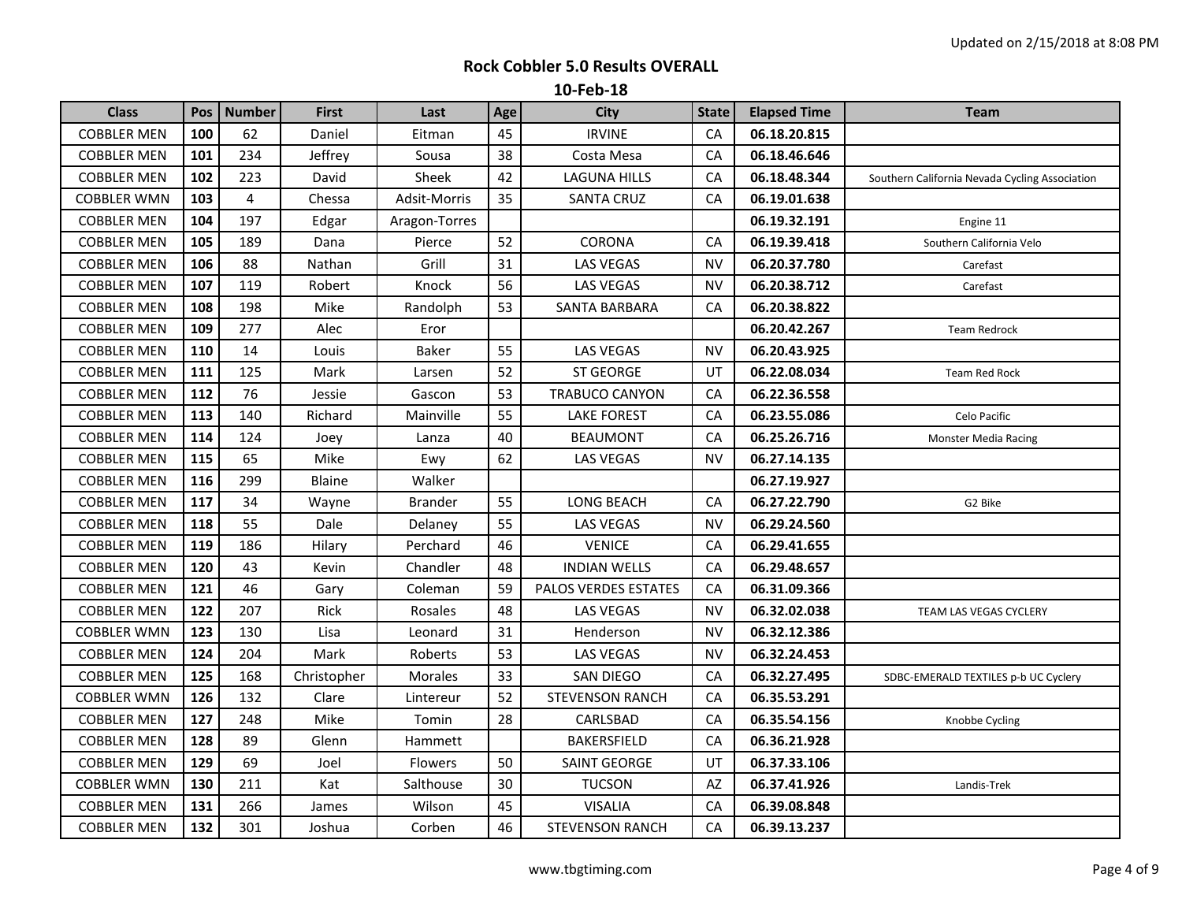Updated on 2/15/2018 at 8:08 PM

# Rock Cobbler 5.0 Results OVERALL

## 10-Feb-18

| Class | Pos | Number | First | Last | Age | City | State | Elapsed Time | Team |
|---|---|---|---|---|---|---|---|---|---|
| COBBLER MEN | **100** | 62 | Daniel | Eitman | 45 | IRVINE | CA | **06.18.20.815** | |
| COBBLER MEN | **101** | 234 | Jeffrey | Sousa | 38 | Costa Mesa | CA | **06.18.46.646** | |
| COBBLER MEN | **102** | 223 | David | Sheek | 42 | LAGUNA HILLS | CA | **06.18.48.344** | Southern California Nevada Cycling Association |
| COBBLER WMN | **103** | 4 | Chessa | Adsit-Morris | 35 | SANTA CRUZ | CA | **06.19.01.638** | |
| COBBLER MEN | **104** | 197 | Edgar | Aragon-Torres | | | | **06.19.32.191** | Engine 11 |
| COBBLER MEN | **105** | 189 | Dana | Pierce | 52 | CORONA | CA | **06.19.39.418** | Southern California Velo |
| COBBLER MEN | **106** | 88 | Nathan | Grill | 31 | LAS VEGAS | NV | **06.20.37.780** | Carefast |
| COBBLER MEN | **107** | 119 | Robert | Knock | 56 | LAS VEGAS | NV | **06.20.38.712** | Carefast |
| COBBLER MEN | **108** | 198 | Mike | Randolph | 53 | SANTA BARBARA | CA | **06.20.38.822** | |
| COBBLER MEN | **109** | 277 | Alec | Eror | | | | **06.20.42.267** | Team Redrock |
| COBBLER MEN | **110** | 14 | Louis | Baker | 55 | LAS VEGAS | NV | **06.20.43.925** | |
| COBBLER MEN | **111** | 125 | Mark | Larsen | 52 | ST GEORGE | UT | **06.22.08.034** | Team Red Rock |
| COBBLER MEN | **112** | 76 | Jessie | Gascon | 53 | TRABUCO CANYON | CA | **06.22.36.558** | |
| COBBLER MEN | **113** | 140 | Richard | Mainville | 55 | LAKE FOREST | CA | **06.23.55.086** | Celo Pacific |
| COBBLER MEN | **114** | 124 | Joey | Lanza | 40 | BEAUMONT | CA | **06.25.26.716** | Monster Media Racing |
| COBBLER MEN | **115** | 65 | Mike | Ewy | 62 | LAS VEGAS | NV | **06.27.14.135** | |
| COBBLER MEN | **116** | 299 | Blaine | Walker | | | | **06.27.19.927** | |
| COBBLER MEN | **117** | 34 | Wayne | Brander | 55 | LONG BEACH | CA | **06.27.22.790** | G2 Bike |
| COBBLER MEN | **118** | 55 | Dale | Delaney | 55 | LAS VEGAS | NV | **06.29.24.560** | |
| COBBLER MEN | **119** | 186 | Hilary | Perchard | 46 | VENICE | CA | **06.29.41.655** | |
| COBBLER MEN | **120** | 43 | Kevin | Chandler | 48 | INDIAN WELLS | CA | **06.29.48.657** | |
| COBBLER MEN | **121** | 46 | Gary | Coleman | 59 | PALOS VERDES ESTATES | CA | **06.31.09.366** | |
| COBBLER MEN | **122** | 207 | Rick | Rosales | 48 | LAS VEGAS | NV | **06.32.02.038** | TEAM LAS VEGAS CYCLERY |
| COBBLER WMN | **123** | 130 | Lisa | Leonard | 31 | Henderson | NV | **06.32.12.386** | |
| COBBLER MEN | **124** | 204 | Mark | Roberts | 53 | LAS VEGAS | NV | **06.32.24.453** | |
| COBBLER MEN | **125** | 168 | Christopher | Morales | 33 | SAN DIEGO | CA | **06.32.27.495** | SDBC-EMERALD TEXTILES p-b UC Cyclery |
| COBBLER WMN | **126** | 132 | Clare | Lintereur | 52 | STEVENSON RANCH | CA | **06.35.53.291** | |
| COBBLER MEN | **127** | 248 | Mike | Tomin | 28 | CARLSBAD | CA | **06.35.54.156** | Knobbe Cycling |
| COBBLER MEN | **128** | 89 | Glenn | Hammett | | BAKERSFIELD | CA | **06.36.21.928** | |
| COBBLER MEN | **129** | 69 | Joel | Flowers | 50 | SAINT GEORGE | UT | **06.37.33.106** | |
| COBBLER WMN | **130** | 211 | Kat | Salthouse | 30 | TUCSON | AZ | **06.37.41.926** | Landis-Trek |
| COBBLER MEN | **131** | 266 | James | Wilson | 45 | VISALIA | CA | **06.39.08.848** | |
| COBBLER MEN | **132** | 301 | Joshua | Corben | 46 | STEVENSON RANCH | CA | **06.39.13.237** | |

www.tbgtiming.com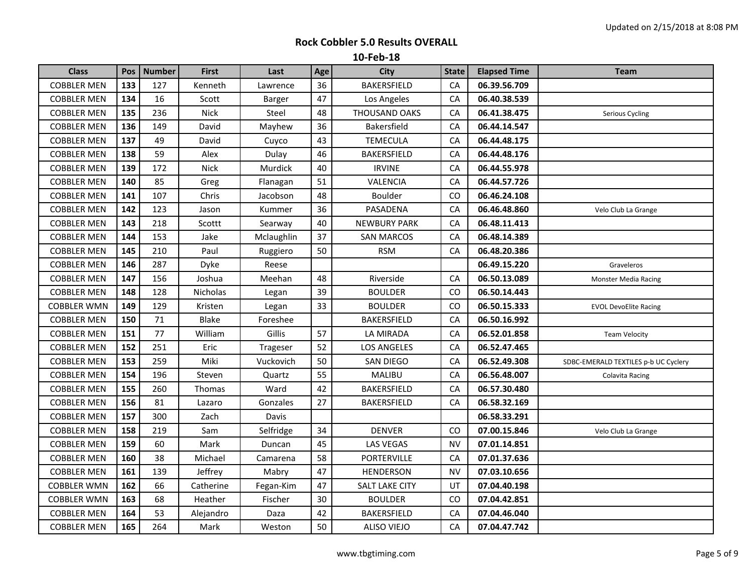Updated on 2/15/2018 at 8:08 PM

## Rock Cobbler 5.0 Results OVERALL

### 10-Feb-18

| Class | Pos | Number | First | Last | Age | City | State | Elapsed Time | Team |
|---|---|---|---|---|---|---|---|---|---|
| COBBLER MEN | **133** | 127 | Kenneth | Lawrence | 36 | BAKERSFIELD | CA | **06.39.56.709** | |
| COBBLER MEN | **134** | 16 | Scott | Barger | 47 | Los Angeles | CA | **06.40.38.539** | |
| COBBLER MEN | **135** | 236 | Nick | Steel | 48 | THOUSAND OAKS | CA | **06.41.38.475** | Serious Cycling |
| COBBLER MEN | **136** | 149 | David | Mayhew | 36 | Bakersfield | CA | **06.44.14.547** | |
| COBBLER MEN | **137** | 49 | David | Cuyco | 43 | TEMECULA | CA | **06.44.48.175** | |
| COBBLER MEN | **138** | 59 | Alex | Dulay | 46 | BAKERSFIELD | CA | **06.44.48.176** | |
| COBBLER MEN | **139** | 172 | Nick | Murdick | 40 | IRVINE | CA | **06.44.55.978** | |
| COBBLER MEN | **140** | 85 | Greg | Flanagan | 51 | VALENCIA | CA | **06.44.57.726** | |
| COBBLER MEN | **141** | 107 | Chris | Jacobson | 48 | Boulder | CO | **06.46.24.108** | |
| COBBLER MEN | **142** | 123 | Jason | Kummer | 36 | PASADENA | CA | **06.46.48.860** | Velo Club La Grange |
| COBBLER MEN | **143** | 218 | Scottt | Searway | 40 | NEWBURY PARK | CA | **06.48.11.413** | |
| COBBLER MEN | **144** | 153 | Jake | Mclaughlin | 37 | SAN MARCOS | CA | **06.48.14.389** | |
| COBBLER MEN | **145** | 210 | Paul | Ruggiero | 50 | RSM | CA | **06.48.20.386** | |
| COBBLER MEN | **146** | 287 | Dyke | Reese | | | | **06.49.15.220** | Graveleros |
| COBBLER MEN | **147** | 156 | Joshua | Meehan | 48 | Riverside | CA | **06.50.13.089** | Monster Media Racing |
| COBBLER MEN | **148** | 128 | Nicholas | Legan | 39 | BOULDER | CO | **06.50.14.443** | |
| COBBLER WMN | **149** | 129 | Kristen | Legan | 33 | BOULDER | CO | **06.50.15.333** | EVOL DevoElite Racing |
| COBBLER MEN | **150** | 71 | Blake | Foreshee | | BAKERSFIELD | CA | **06.50.16.992** | |
| COBBLER MEN | **151** | 77 | William | Gillis | 57 | LA MIRADA | CA | **06.52.01.858** | Team Velocity |
| COBBLER MEN | **152** | 251 | Eric | Trageser | 52 | LOS ANGELES | CA | **06.52.47.465** | |
| COBBLER MEN | **153** | 259 | Miki | Vuckovich | 50 | SAN DIEGO | CA | **06.52.49.308** | SDBC-EMERALD TEXTILES p-b UC Cyclery |
| COBBLER MEN | **154** | 196 | Steven | Quartz | 55 | MALIBU | CA | **06.56.48.007** | Colavita Racing |
| COBBLER MEN | **155** | 260 | Thomas | Ward | 42 | BAKERSFIELD | CA | **06.57.30.480** | |
| COBBLER MEN | **156** | 81 | Lazaro | Gonzales | 27 | BAKERSFIELD | CA | **06.58.32.169** | |
| COBBLER MEN | **157** | 300 | Zach | Davis | | | | **06.58.33.291** | |
| COBBLER MEN | **158** | 219 | Sam | Selfridge | 34 | DENVER | CO | **07.00.15.846** | Velo Club La Grange |
| COBBLER MEN | **159** | 60 | Mark | Duncan | 45 | LAS VEGAS | NV | **07.01.14.851** | |
| COBBLER MEN | **160** | 38 | Michael | Camarena | 58 | PORTERVILLE | CA | **07.01.37.636** | |
| COBBLER MEN | **161** | 139 | Jeffrey | Mabry | 47 | HENDERSON | NV | **07.03.10.656** | |
| COBBLER WMN | **162** | 66 | Catherine | Fegan-Kim | 47 | SALT LAKE CITY | UT | **07.04.40.198** | |
| COBBLER WMN | **163** | 68 | Heather | Fischer | 30 | BOULDER | CO | **07.04.42.851** | |
| COBBLER MEN | **164** | 53 | Alejandro | Daza | 42 | BAKERSFIELD | CA | **07.04.46.040** | |
| COBBLER MEN | **165** | 264 | Mark | Weston | 50 | ALISO VIEJO | CA | **07.04.47.742** | |

www.tbgtiming.com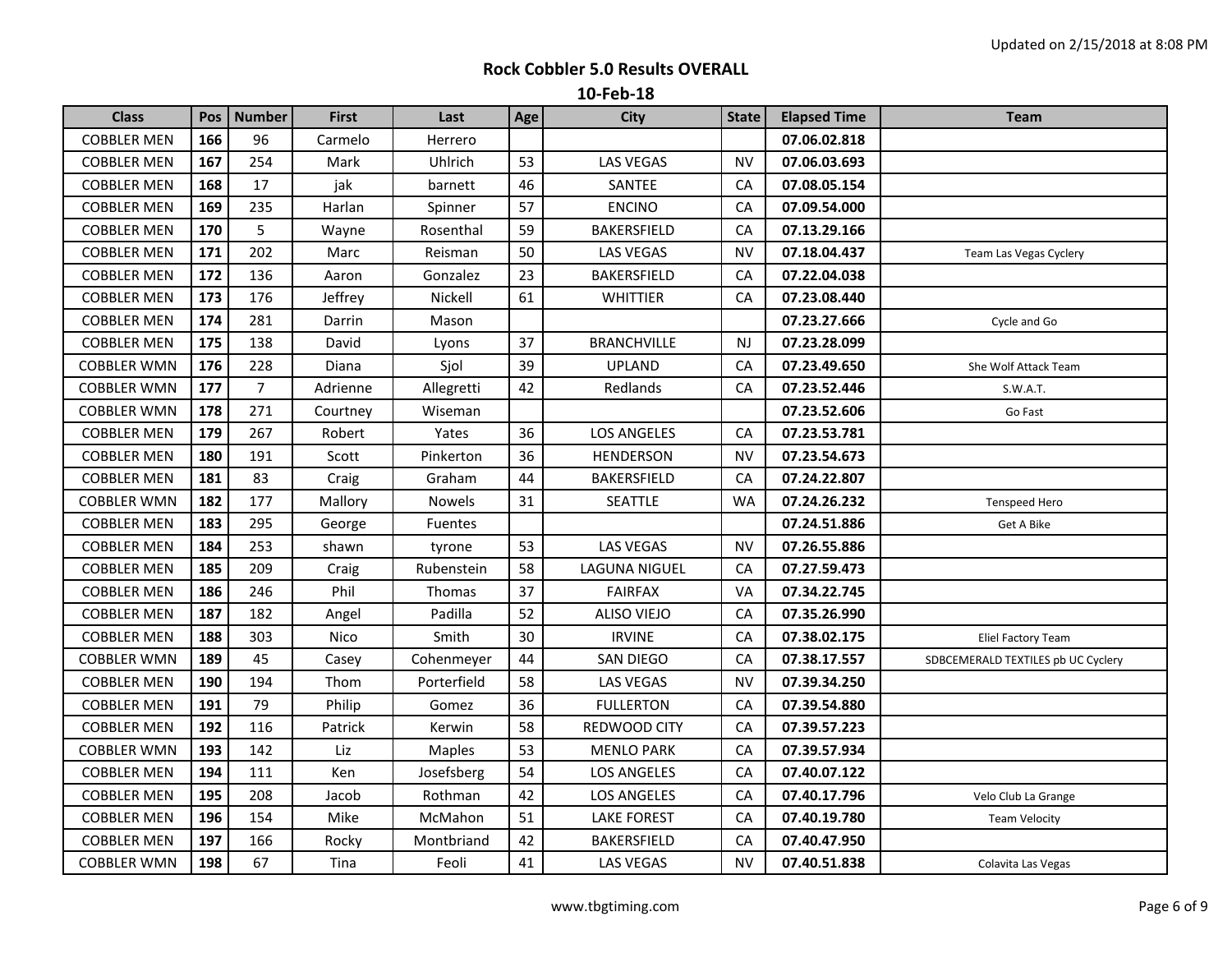Updated on 2/15/2018 at 8:08 PM

# Rock Cobbler 5.0 Results OVERALL

## 10-Feb-18

| Class | Pos | Number | First | Last | Age | City | State | Elapsed Time | Team |
|---|---|---|---|---|---|---|---|---|---|
| COBBLER MEN | **166** | 96 | Carmelo | Herrero | | | | **07.06.02.818** | |
| COBBLER MEN | **167** | 254 | Mark | Uhlrich | 53 | LAS VEGAS | NV | **07.06.03.693** | |
| COBBLER MEN | **168** | 17 | jak | barnett | 46 | SANTEE | CA | **07.08.05.154** | |
| COBBLER MEN | **169** | 235 | Harlan | Spinner | 57 | ENCINO | CA | **07.09.54.000** | |
| COBBLER MEN | **170** | 5 | Wayne | Rosenthal | 59 | BAKERSFIELD | CA | **07.13.29.166** | |
| COBBLER MEN | **171** | 202 | Marc | Reisman | 50 | LAS VEGAS | NV | **07.18.04.437** | Team Las Vegas Cyclery |
| COBBLER MEN | **172** | 136 | Aaron | Gonzalez | 23 | BAKERSFIELD | CA | **07.22.04.038** | |
| COBBLER MEN | **173** | 176 | Jeffrey | Nickell | 61 | WHITTIER | CA | **07.23.08.440** | |
| COBBLER MEN | **174** | 281 | Darrin | Mason | | | | **07.23.27.666** | Cycle and Go |
| COBBLER MEN | **175** | 138 | David | Lyons | 37 | BRANCHVILLE | NJ | **07.23.28.099** | |
| COBBLER WMN | **176** | 228 | Diana | Sjol | 39 | UPLAND | CA | **07.23.49.650** | She Wolf Attack Team |
| COBBLER WMN | **177** | 7 | Adrienne | Allegretti | 42 | Redlands | CA | **07.23.52.446** | S.W.A.T. |
| COBBLER WMN | **178** | 271 | Courtney | Wiseman | | | | **07.23.52.606** | Go Fast |
| COBBLER MEN | **179** | 267 | Robert | Yates | 36 | LOS ANGELES | CA | **07.23.53.781** | |
| COBBLER MEN | **180** | 191 | Scott | Pinkerton | 36 | HENDERSON | NV | **07.23.54.673** | |
| COBBLER MEN | **181** | 83 | Craig | Graham | 44 | BAKERSFIELD | CA | **07.24.22.807** | |
| COBBLER WMN | **182** | 177 | Mallory | Nowels | 31 | SEATTLE | WA | **07.24.26.232** | Tenspeed Hero |
| COBBLER MEN | **183** | 295 | George | Fuentes | | | | **07.24.51.886** | Get A Bike |
| COBBLER MEN | **184** | 253 | shawn | tyrone | 53 | LAS VEGAS | NV | **07.26.55.886** | |
| COBBLER MEN | **185** | 209 | Craig | Rubenstein | 58 | LAGUNA NIGUEL | CA | **07.27.59.473** | |
| COBBLER MEN | **186** | 246 | Phil | Thomas | 37 | FAIRFAX | VA | **07.34.22.745** | |
| COBBLER MEN | **187** | 182 | Angel | Padilla | 52 | ALISO VIEJO | CA | **07.35.26.990** | |
| COBBLER MEN | **188** | 303 | Nico | Smith | 30 | IRVINE | CA | **07.38.02.175** | Eliel Factory Team |
| COBBLER WMN | **189** | 45 | Casey | Cohenmeyer | 44 | SAN DIEGO | CA | **07.38.17.557** | SDBCEMERALD TEXTILES pb UC Cyclery |
| COBBLER MEN | **190** | 194 | Thom | Porterfield | 58 | LAS VEGAS | NV | **07.39.34.250** | |
| COBBLER MEN | **191** | 79 | Philip | Gomez | 36 | FULLERTON | CA | **07.39.54.880** | |
| COBBLER MEN | **192** | 116 | Patrick | Kerwin | 58 | REDWOOD CITY | CA | **07.39.57.223** | |
| COBBLER WMN | **193** | 142 | Liz | Maples | 53 | MENLO PARK | CA | **07.39.57.934** | |
| COBBLER MEN | **194** | 111 | Ken | Josefsberg | 54 | LOS ANGELES | CA | **07.40.07.122** | |
| COBBLER MEN | **195** | 208 | Jacob | Rothman | 42 | LOS ANGELES | CA | **07.40.17.796** | Velo Club La Grange |
| COBBLER MEN | **196** | 154 | Mike | McMahon | 51 | LAKE FOREST | CA | **07.40.19.780** | Team Velocity |
| COBBLER MEN | **197** | 166 | Rocky | Montbriand | 42 | BAKERSFIELD | CA | **07.40.47.950** | |
| COBBLER WMN | **198** | 67 | Tina | Feoli | 41 | LAS VEGAS | NV | **07.40.51.838** | Colavita Las Vegas |

www.tbgtiming.com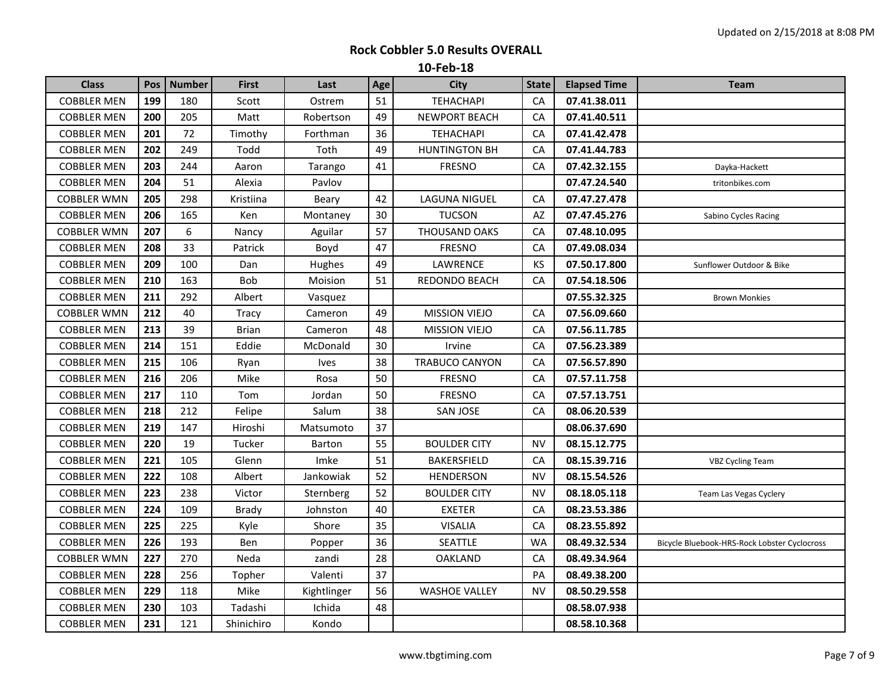Updated on 2/15/2018 at 8:08 PM

# Rock Cobbler 5.0 Results OVERALL

## 10-Feb-18

| Class | Pos | Number | First | Last | Age | City | State | Elapsed Time | Team |
|---|---|---|---|---|---|---|---|---|---|
| COBBLER MEN | **199** | 180 | Scott | Ostrem | 51 | TEHACHAPI | CA | **07.41.38.011** | |
| COBBLER MEN | **200** | 205 | Matt | Robertson | 49 | NEWPORT BEACH | CA | **07.41.40.511** | |
| COBBLER MEN | **201** | 72 | Timothy | Forthman | 36 | TEHACHAPI | CA | **07.41.42.478** | |
| COBBLER MEN | **202** | 249 | Todd | Toth | 49 | HUNTINGTON BH | CA | **07.41.44.783** | |
| COBBLER MEN | **203** | 244 | Aaron | Tarango | 41 | FRESNO | CA | **07.42.32.155** | Dayka-Hackett |
| COBBLER MEN | **204** | 51 | Alexia | Pavlov | | | | **07.47.24.540** | tritonbikes.com |
| COBBLER WMN | **205** | 298 | Kristiina | Beary | 42 | LAGUNA NIGUEL | CA | **07.47.27.478** | |
| COBBLER MEN | **206** | 165 | Ken | Montaney | 30 | TUCSON | AZ | **07.47.45.276** | Sabino Cycles Racing |
| COBBLER WMN | **207** | 6 | Nancy | Aguilar | 57 | THOUSAND OAKS | CA | **07.48.10.095** | |
| COBBLER MEN | **208** | 33 | Patrick | Boyd | 47 | FRESNO | CA | **07.49.08.034** | |
| COBBLER MEN | **209** | 100 | Dan | Hughes | 49 | LAWRENCE | KS | **07.50.17.800** | Sunflower Outdoor & Bike |
| COBBLER MEN | **210** | 163 | Bob | Moision | 51 | REDONDO BEACH | CA | **07.54.18.506** | |
| COBBLER MEN | **211** | 292 | Albert | Vasquez | | | | **07.55.32.325** | Brown Monkies |
| COBBLER WMN | **212** | 40 | Tracy | Cameron | 49 | MISSION VIEJO | CA | **07.56.09.660** | |
| COBBLER MEN | **213** | 39 | Brian | Cameron | 48 | MISSION VIEJO | CA | **07.56.11.785** | |
| COBBLER MEN | **214** | 151 | Eddie | McDonald | 30 | Irvine | CA | **07.56.23.389** | |
| COBBLER MEN | **215** | 106 | Ryan | Ives | 38 | TRABUCO CANYON | CA | **07.56.57.890** | |
| COBBLER MEN | **216** | 206 | Mike | Rosa | 50 | FRESNO | CA | **07.57.11.758** | |
| COBBLER MEN | **217** | 110 | Tom | Jordan | 50 | FRESNO | CA | **07.57.13.751** | |
| COBBLER MEN | **218** | 212 | Felipe | Salum | 38 | SAN JOSE | CA | **08.06.20.539** | |
| COBBLER MEN | **219** | 147 | Hiroshi | Matsumoto | 37 | | | **08.06.37.690** | |
| COBBLER MEN | **220** | 19 | Tucker | Barton | 55 | BOULDER CITY | NV | **08.15.12.775** | |
| COBBLER MEN | **221** | 105 | Glenn | Imke | 51 | BAKERSFIELD | CA | **08.15.39.716** | VBZ Cycling Team |
| COBBLER MEN | **222** | 108 | Albert | Jankowiak | 52 | HENDERSON | NV | **08.15.54.526** | |
| COBBLER MEN | **223** | 238 | Victor | Sternberg | 52 | BOULDER CITY | NV | **08.18.05.118** | Team Las Vegas Cyclery |
| COBBLER MEN | **224** | 109 | Brady | Johnston | 40 | EXETER | CA | **08.23.53.386** | |
| COBBLER MEN | **225** | 225 | Kyle | Shore | 35 | VISALIA | CA | **08.23.55.892** | |
| COBBLER MEN | **226** | 193 | Ben | Popper | 36 | SEATTLE | WA | **08.49.32.534** | Bicycle Bluebook-HRS-Rock Lobster Cyclocross |
| COBBLER WMN | **227** | 270 | Neda | zandi | 28 | OAKLAND | CA | **08.49.34.964** | |
| COBBLER MEN | **228** | 256 | Topher | Valenti | 37 | | PA | **08.49.38.200** | |
| COBBLER MEN | **229** | 118 | Mike | Kightlinger | 56 | WASHOE VALLEY | NV | **08.50.29.558** | |
| COBBLER MEN | **230** | 103 | Tadashi | Ichida | 48 | | | **08.58.07.938** | |
| COBBLER MEN | **231** | 121 | Shinichiro | Kondo | | | | **08.58.10.368** | |

www.tbgtiming.com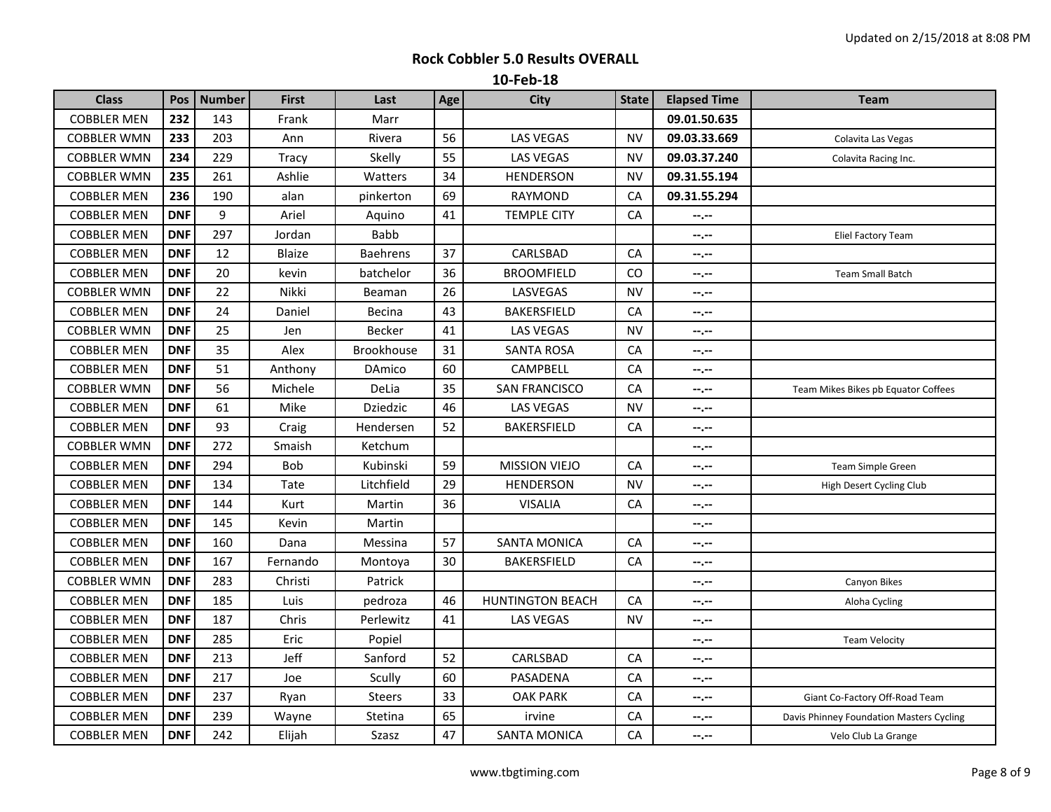Updated on 2/15/2018 at 8:08 PM

# Rock Cobbler 5.0 Results OVERALL

## 10-Feb-18

| Class | Pos | Number | First | Last | Age | City | State | Elapsed Time | Team |
|---|---|---|---|---|---|---|---|---|---|
| COBBLER MEN | **232** | 143 | Frank | Marr | | | | **09.01.50.635** | |
| COBBLER WMN | **233** | 203 | Ann | Rivera | 56 | LAS VEGAS | NV | **09.03.33.669** | Colavita Las Vegas |
| COBBLER WMN | **234** | 229 | Tracy | Skelly | 55 | LAS VEGAS | NV | **09.03.37.240** | Colavita Racing Inc. |
| COBBLER WMN | **235** | 261 | Ashlie | Watters | 34 | HENDERSON | NV | **09.31.55.194** | |
| COBBLER MEN | **236** | 190 | alan | pinkerton | 69 | RAYMOND | CA | **09.31.55.294** | |
| COBBLER MEN | **DNF** | 9 | Ariel | Aquino | 41 | TEMPLE CITY | CA | --.-- | |
| COBBLER MEN | **DNF** | 297 | Jordan | Babb | | | | --.-- | Eliel Factory Team |
| COBBLER MEN | **DNF** | 12 | Blaize | Baehrens | 37 | CARLSBAD | CA | --.-- | |
| COBBLER MEN | **DNF** | 20 | kevin | batchelor | 36 | BROOMFIELD | CO | --.-- | Team Small Batch |
| COBBLER WMN | **DNF** | 22 | Nikki | Beaman | 26 | LASVEGAS | NV | --.-- | |
| COBBLER MEN | **DNF** | 24 | Daniel | Becina | 43 | BAKERSFIELD | CA | --.-- | |
| COBBLER WMN | **DNF** | 25 | Jen | Becker | 41 | LAS VEGAS | NV | --.-- | |
| COBBLER MEN | **DNF** | 35 | Alex | Brookhouse | 31 | SANTA ROSA | CA | --.-- | |
| COBBLER MEN | **DNF** | 51 | Anthony | DAmico | 60 | CAMPBELL | CA | --.-- | |
| COBBLER WMN | **DNF** | 56 | Michele | DeLia | 35 | SAN FRANCISCO | CA | --.-- | Team Mikes Bikes pb Equator Coffees |
| COBBLER MEN | **DNF** | 61 | Mike | Dziedzic | 46 | LAS VEGAS | NV | --.-- | |
| COBBLER MEN | **DNF** | 93 | Craig | Hendersen | 52 | BAKERSFIELD | CA | --.-- | |
| COBBLER WMN | **DNF** | 272 | Smaish | Ketchum | | | | --.-- | |
| COBBLER MEN | **DNF** | 294 | Bob | Kubinski | 59 | MISSION VIEJO | CA | --.-- | Team Simple Green |
| COBBLER MEN | **DNF** | 134 | Tate | Litchfield | 29 | HENDERSON | NV | --.-- | High Desert Cycling Club |
| COBBLER MEN | **DNF** | 144 | Kurt | Martin | 36 | VISALIA | CA | --.-- | |
| COBBLER MEN | **DNF** | 145 | Kevin | Martin | | | | --.-- | |
| COBBLER MEN | **DNF** | 160 | Dana | Messina | 57 | SANTA MONICA | CA | --.-- | |
| COBBLER MEN | **DNF** | 167 | Fernando | Montoya | 30 | BAKERSFIELD | CA | --.-- | |
| COBBLER WMN | **DNF** | 283 | Christi | Patrick | | | | --.-- | Canyon Bikes |
| COBBLER MEN | **DNF** | 185 | Luis | pedroza | 46 | HUNTINGTON BEACH | CA | --.-- | Aloha Cycling |
| COBBLER MEN | **DNF** | 187 | Chris | Perlewitz | 41 | LAS VEGAS | NV | --.-- | |
| COBBLER MEN | **DNF** | 285 | Eric | Popiel | | | | --.-- | Team Velocity |
| COBBLER MEN | **DNF** | 213 | Jeff | Sanford | 52 | CARLSBAD | CA | --.-- | |
| COBBLER MEN | **DNF** | 217 | Joe | Scully | 60 | PASADENA | CA | --.-- | |
| COBBLER MEN | **DNF** | 237 | Ryan | Steers | 33 | OAK PARK | CA | --.-- | Giant Co-Factory Off-Road Team |
| COBBLER MEN | **DNF** | 239 | Wayne | Stetina | 65 | irvine | CA | --.-- | Davis Phinney Foundation Masters Cycling |
| COBBLER MEN | **DNF** | 242 | Elijah | Szasz | 47 | SANTA MONICA | CA | --.-- | Velo Club La Grange |

www.tbgtiming.com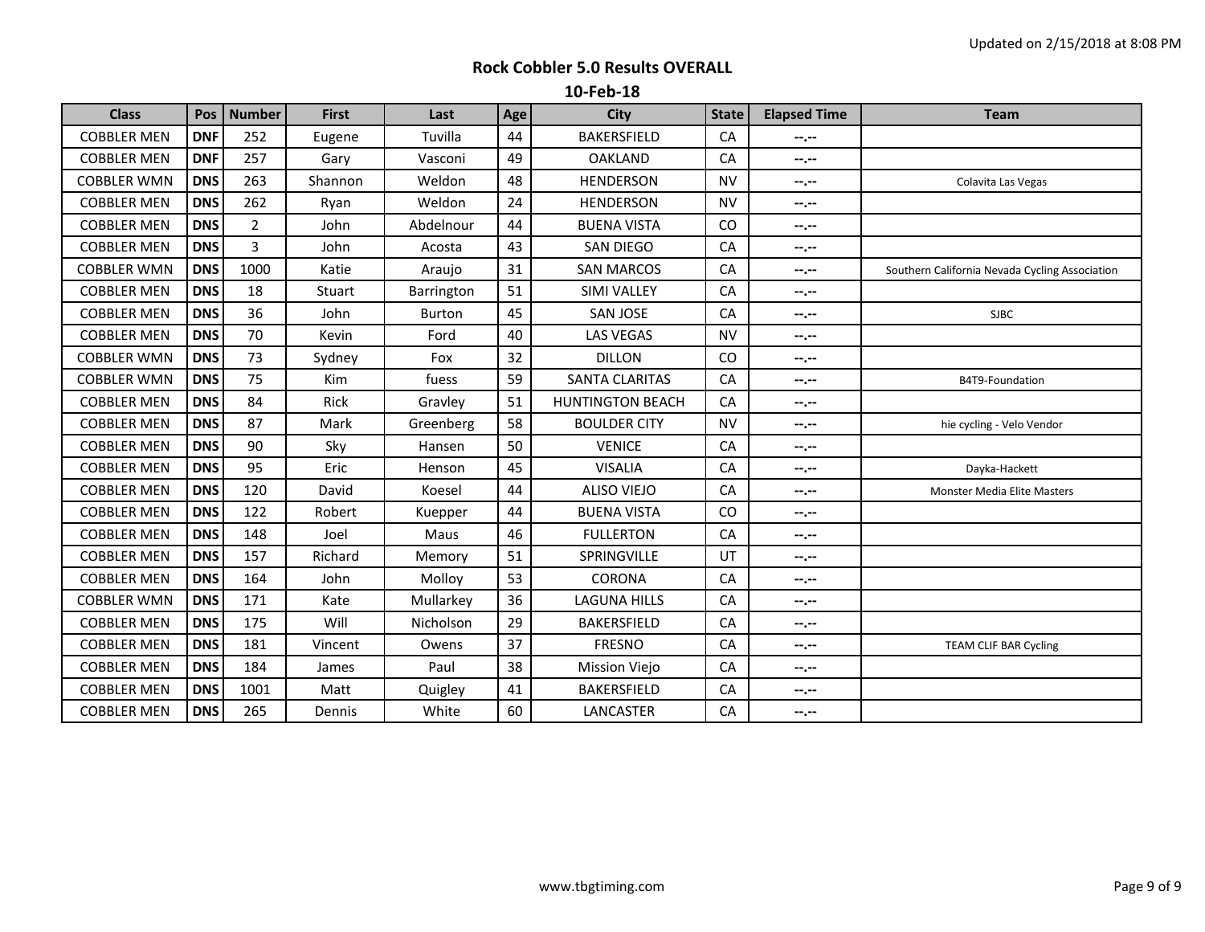Updated on 2/15/2018 at 8:08 PM

## Rock Cobbler 5.0 Results OVERALL

### 10-Feb-18

| Class | Pos | Number | First | Last | Age | City | State | Elapsed Time | Team |
|---|---|---|---|---|---|---|---|---|---|
| COBBLER MEN | **DNF** | 252 | Eugene | Tuvilla | 44 | BAKERSFIELD | CA | --.-- | |
| COBBLER MEN | **DNF** | 257 | Gary | Vasconi | 49 | OAKLAND | CA | --.-- | |
| COBBLER WMN | **DNS** | 263 | Shannon | Weldon | 48 | HENDERSON | NV | --.-- | Colavita Las Vegas |
| COBBLER MEN | **DNS** | 262 | Ryan | Weldon | 24 | HENDERSON | NV | --.-- | |
| COBBLER MEN | **DNS** | 2 | John | Abdelnour | 44 | BUENA VISTA | CO | --.-- | |
| COBBLER MEN | **DNS** | 3 | John | Acosta | 43 | SAN DIEGO | CA | --.-- | |
| COBBLER WMN | **DNS** | 1000 | Katie | Araujo | 31 | SAN MARCOS | CA | --.-- | Southern California Nevada Cycling Association |
| COBBLER MEN | **DNS** | 18 | Stuart | Barrington | 51 | SIMI VALLEY | CA | --.-- | |
| COBBLER MEN | **DNS** | 36 | John | Burton | 45 | SAN JOSE | CA | --.-- | SJBC |
| COBBLER MEN | **DNS** | 70 | Kevin | Ford | 40 | LAS VEGAS | NV | --.-- | |
| COBBLER WMN | **DNS** | 73 | Sydney | Fox | 32 | DILLON | CO | --.-- | |
| COBBLER WMN | **DNS** | 75 | Kim | fuess | 59 | SANTA CLARITAS | CA | --.-- | B4T9-Foundation |
| COBBLER MEN | **DNS** | 84 | Rick | Gravley | 51 | HUNTINGTON BEACH | CA | --.-- | |
| COBBLER MEN | **DNS** | 87 | Mark | Greenberg | 58 | BOULDER CITY | NV | --.-- | hie cycling - Velo Vendor |
| COBBLER MEN | **DNS** | 90 | Sky | Hansen | 50 | VENICE | CA | --.-- | |
| COBBLER MEN | **DNS** | 95 | Eric | Henson | 45 | VISALIA | CA | --.-- | Dayka-Hackett |
| COBBLER MEN | **DNS** | 120 | David | Koesel | 44 | ALISO VIEJO | CA | --.-- | Monster Media Elite Masters |
| COBBLER MEN | **DNS** | 122 | Robert | Kuepper | 44 | BUENA VISTA | CO | --.-- | |
| COBBLER MEN | **DNS** | 148 | Joel | Maus | 46 | FULLERTON | CA | --.-- | |
| COBBLER MEN | **DNS** | 157 | Richard | Memory | 51 | SPRINGVILLE | UT | --.-- | |
| COBBLER MEN | **DNS** | 164 | John | Molloy | 53 | CORONA | CA | --.-- | |
| COBBLER WMN | **DNS** | 171 | Kate | Mullarkey | 36 | LAGUNA HILLS | CA | --.-- | |
| COBBLER MEN | **DNS** | 175 | Will | Nicholson | 29 | BAKERSFIELD | CA | --.-- | |
| COBBLER MEN | **DNS** | 181 | Vincent | Owens | 37 | FRESNO | CA | --.-- | TEAM CLIF BAR Cycling |
| COBBLER MEN | **DNS** | 184 | James | Paul | 38 | Mission Viejo | CA | --.-- | |
| COBBLER MEN | **DNS** | 1001 | Matt | Quigley | 41 | BAKERSFIELD | CA | --.-- | |
| COBBLER MEN | **DNS** | 265 | Dennis | White | 60 | LANCASTER | CA | --.-- | |

www.tbgtiming.com